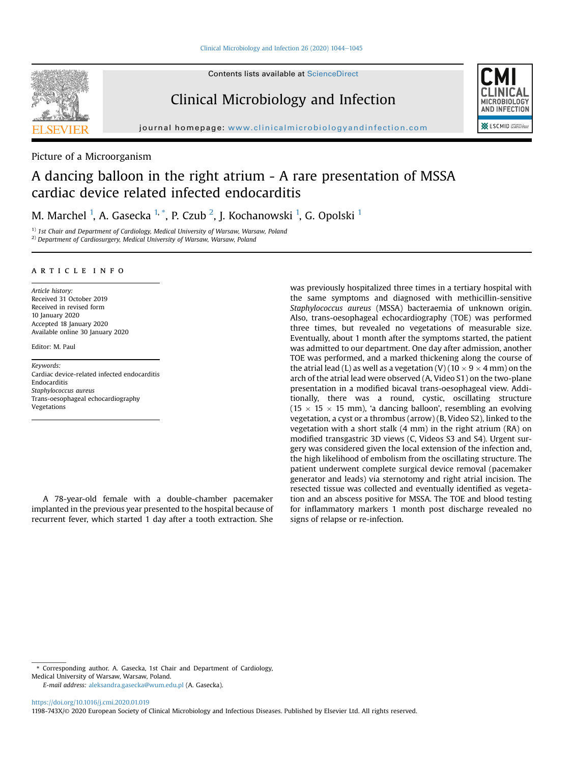Picture of a Microorganism

# A dancing balloon in the right atrium - A rare presentation of MSSA cardiac device related infected endocarditis

M. Marchel [1], A. Gasecka [1,*], P. Czub [2], J. Kochanowski [1], G. Opolski [1]

[1)] *1st Chair and Department of Cardiology, Medical University of Warsaw, Warsaw, Poland*

[2)] *Department of Cardiosurgery, Medical University of Warsaw, Warsaw, Poland*

## ARTICLE INFO

*Article history:*
Received 31 October 2019
Received in revised form
10 January 2020
Accepted 18 January 2020
Available online 30 January 2020

Editor: M. Paul

*Keywords:*
Cardiac device-related infected endocarditis
Endocarditis
*Staphylococcus aureus*
Trans-oesophageal echocardiography
Vegetations

A 78-year-old female with a double-chamber pacemaker implanted in the previous year presented to the hospital because of recurrent fever, which started 1 day after a tooth extraction. She was previously hospitalized three times in a tertiary hospital with the same symptoms and diagnosed with methicillin-sensitive *Staphylococcus aureus* (MSSA) bacteraemia of unknown origin. Also, trans-oesophageal echocardiography (TOE) was performed three times, but revealed no vegetations of measurable size. Eventually, about 1 month after the symptoms started, the patient was admitted to our department. One day after admission, another TOE was performed, and a marked thickening along the course of the atrial lead (L) as well as a vegetation (V) ($10 \times 9 \times 4$ mm) on the arch of the atrial lead were observed (A, Video S1) on the two-plane presentation in a modified bicaval trans-oesophageal view. Additionally, there was a round, cystic, oscillating structure ($15 \times 15 \times 15$ mm), 'a dancing balloon', resembling an evolving vegetation, a cyst or a thrombus (arrow) (B, Video S2), linked to the vegetation with a short stalk (4 mm) in the right atrium (RA) on modified transgastric 3D views (C, Videos S3 and S4). Urgent surgery was considered given the local extension of the infection and, the high likelihood of embolism from the oscillating structure. The patient underwent complete surgical device removal (pacemaker generator and leads) via sternotomy and right atrial incision. The resected tissue was collected and eventually identified as vegetation and an abscess positive for MSSA. The TOE and blood testing for inflammatory markers 1 month post discharge revealed no signs of relapse or re-infection.

\* Corresponding author. A. Gasecka, 1st Chair and Department of Cardiology, Medical University of Warsaw, Warsaw, Poland.

*E-mail address:* aleksandra.gasecka@wum.edu.pl (A. Gasecka).

https://doi.org/10.1016/j.cmi.2020.01.019

1198-743X/© 2020 European Society of Clinical Microbiology and Infectious Diseases. Published by Elsevier Ltd. All rights reserved.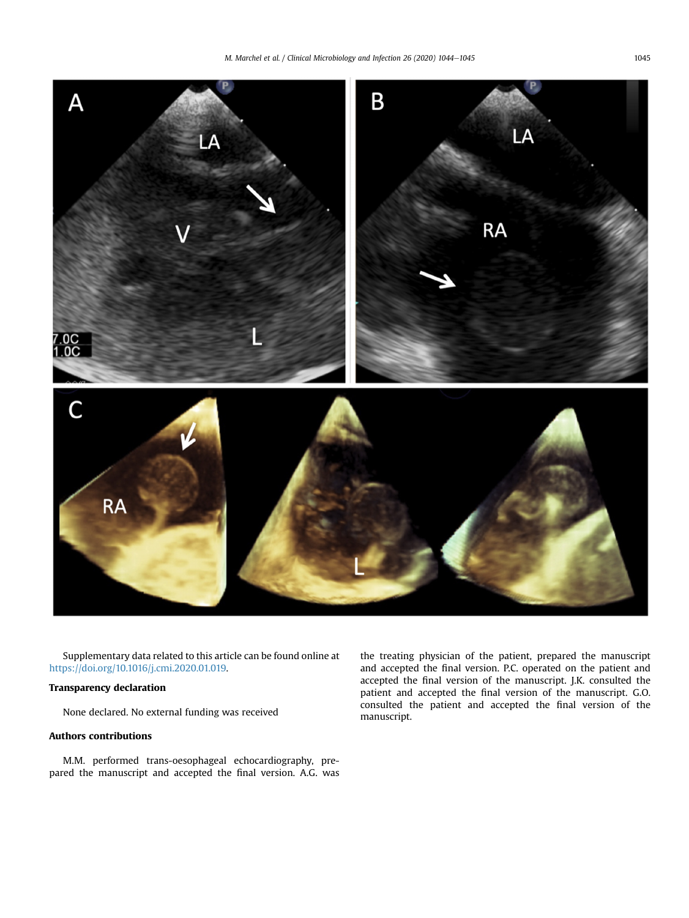Supplementary data related to this article can be found online at https://doi.org/10.1016/j.cmi.2020.01.019.

### Transparency declaration

None declared. No external funding was received

### Authors contributions

M.M. performed trans-oesophageal echocardiography, prepared the manuscript and accepted the final version. A.G. was the treating physician of the patient, prepared the manuscript and accepted the final version. P.C. operated on the patient and accepted the final version of the manuscript. J.K. consulted the patient and accepted the final version of the manuscript. G.O. consulted the patient and accepted the final version of the manuscript.